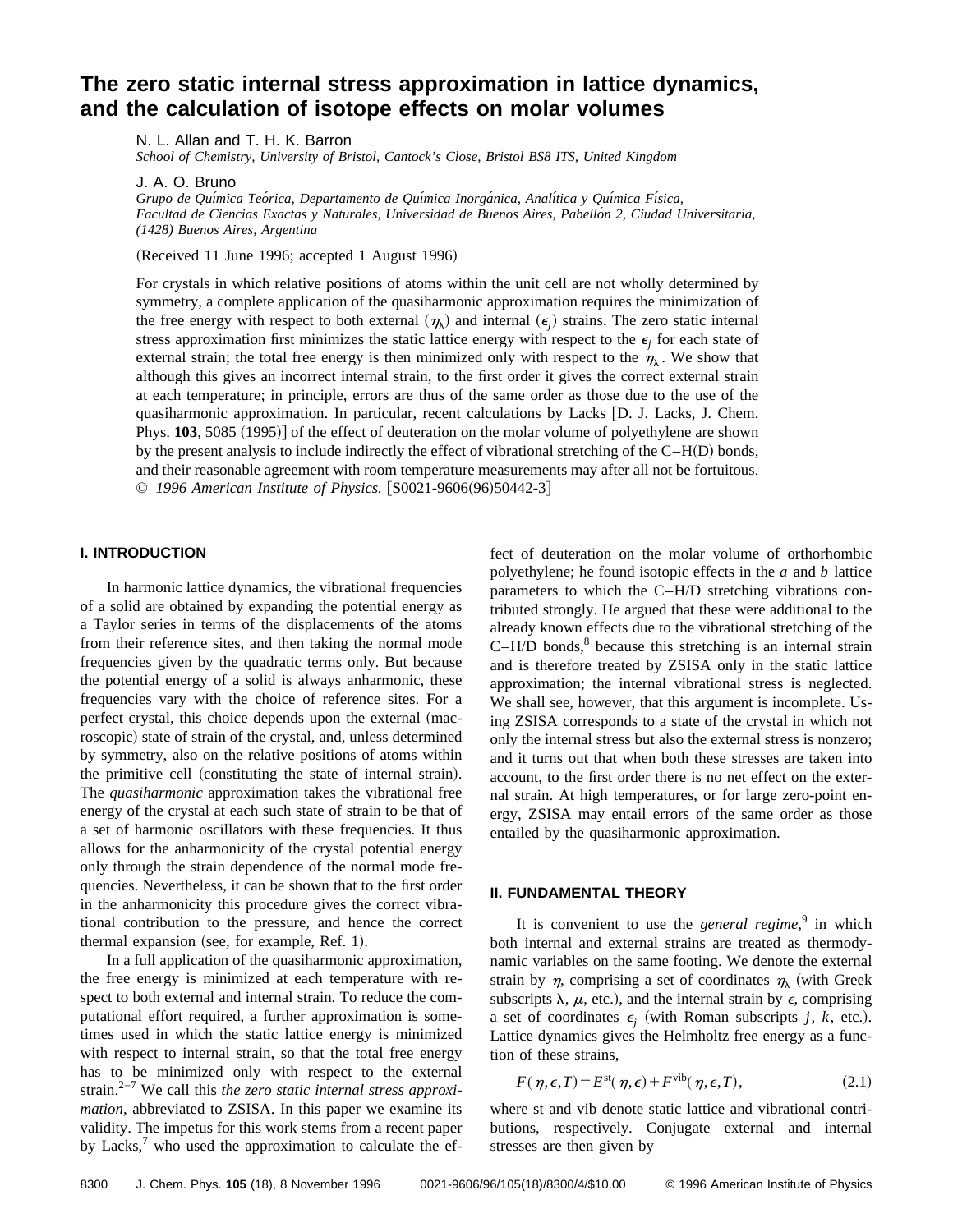# The zero static internal stress approximation in lattice dynamics, and the calculation of isotope effects on molar volumes

N. L. Allan and T. H. K. Barron

*School of Chemistry, University of Bristol, Cantock's Close, Bristol BS8 ITS, United Kingdom*

J. A. O. Bruno

*Grupo de Química Teórica, Departamento de Química Inorgánica, Analítica y Química Física, Facultad de Ciencias Exactas y Naturales, Universidad de Buenos Aires, Pabellón 2, Ciudad Universitaria, (1428) Buenos Aires, Argentina*

(Received 11 June 1996; accepted 1 August 1996)

For crystals in which relative positions of atoms within the unit cell are not wholly determined by symmetry, a complete application of the quasiharmonic approximation requires the minimization of the free energy with respect to both external ($\eta_\lambda$) and internal ($\epsilon_j$) strains. The zero static internal stress approximation first minimizes the static lattice energy with respect to the $\epsilon_j$ for each state of external strain; the total free energy is then minimized only with respect to the $\eta_\lambda$. We show that although this gives an incorrect internal strain, to the first order it gives the correct external strain at each temperature; in principle, errors are thus of the same order as those due to the use of the quasiharmonic approximation. In particular, recent calculations by Lacks [D. J. Lacks, J. Chem. Phys. **103**, 5085 (1995)] of the effect of deuteration on the molar volume of polyethylene are shown by the present analysis to include indirectly the effect of vibrational stretching of the C–H(D) bonds, and their reasonable agreement with room temperature measurements may after all not be fortuitous. © *1996 American Institute of Physics.* [S0021-9606(96)50442-3]

## I. INTRODUCTION

In harmonic lattice dynamics, the vibrational frequencies of a solid are obtained by expanding the potential energy as a Taylor series in terms of the displacements of the atoms from their reference sites, and then taking the normal mode frequencies given by the quadratic terms only. But because the potential energy of a solid is always anharmonic, these frequencies vary with the choice of reference sites. For a perfect crystal, this choice depends upon the external (macroscopic) state of strain of the crystal, and, unless determined by symmetry, also on the relative positions of atoms within the primitive cell (constituting the state of internal strain). The *quasiharmonic* approximation takes the vibrational free energy of the crystal at each such state of strain to be that of a set of harmonic oscillators with these frequencies. It thus allows for the anharmonicity of the crystal potential energy only through the strain dependence of the normal mode frequencies. Nevertheless, it can be shown that to the first order in the anharmonicity this procedure gives the correct vibrational contribution to the pressure, and hence the correct thermal expansion (see, for example, Ref. 1).

In a full application of the quasiharmonic approximation, the free energy is minimized at each temperature with respect to both external and internal strain. To reduce the computational effort required, a further approximation is sometimes used in which the static lattice energy is minimized with respect to internal strain, so that the total free energy has to be minimized only with respect to the external strain.[2–7] We call this *the zero static internal stress approximation*, abbreviated to ZSISA. In this paper we examine its validity. The impetus for this work stems from a recent paper by Lacks,[7] who used the approximation to calculate the effect of deuteration on the molar volume of orthorhombic polyethylene; he found isotopic effects in the *a* and *b* lattice parameters to which the C–H/D stretching vibrations contributed strongly. He argued that these were additional to the already known effects due to the vibrational stretching of the C–H/D bonds,[8] because this stretching is an internal strain and is therefore treated by ZSISA only in the static lattice approximation; the internal vibrational stress is neglected. We shall see, however, that this argument is incomplete. Using ZSISA corresponds to a state of the crystal in which not only the internal stress but also the external stress is nonzero; and it turns out that when both these stresses are taken into account, to the first order there is no net effect on the external strain. At high temperatures, or for large zero-point energy, ZSISA may entail errors of the same order as those entailed by the quasiharmonic approximation.

## II. FUNDAMENTAL THEORY

It is convenient to use the *general regime*,[9] in which both internal and external strains are treated as thermodynamic variables on the same footing. We denote the external strain by $\eta$, comprising a set of coordinates $\eta_\lambda$ (with Greek subscripts $\lambda$, $\mu$, etc.), and the internal strain by $\epsilon$, comprising a set of coordinates $\epsilon_j$ (with Roman subscripts $j$, $k$, etc.). Lattice dynamics gives the Helmholtz free energy as a function of these strains,

$$F(\eta,\epsilon,T)=E^{\mathrm{st}}(\eta,\epsilon)+F^{\mathrm{vib}}(\eta,\epsilon,T), \tag{2.1}$$

where st and vib denote static lattice and vibrational contributions, respectively. Conjugate external and internal stresses are then given by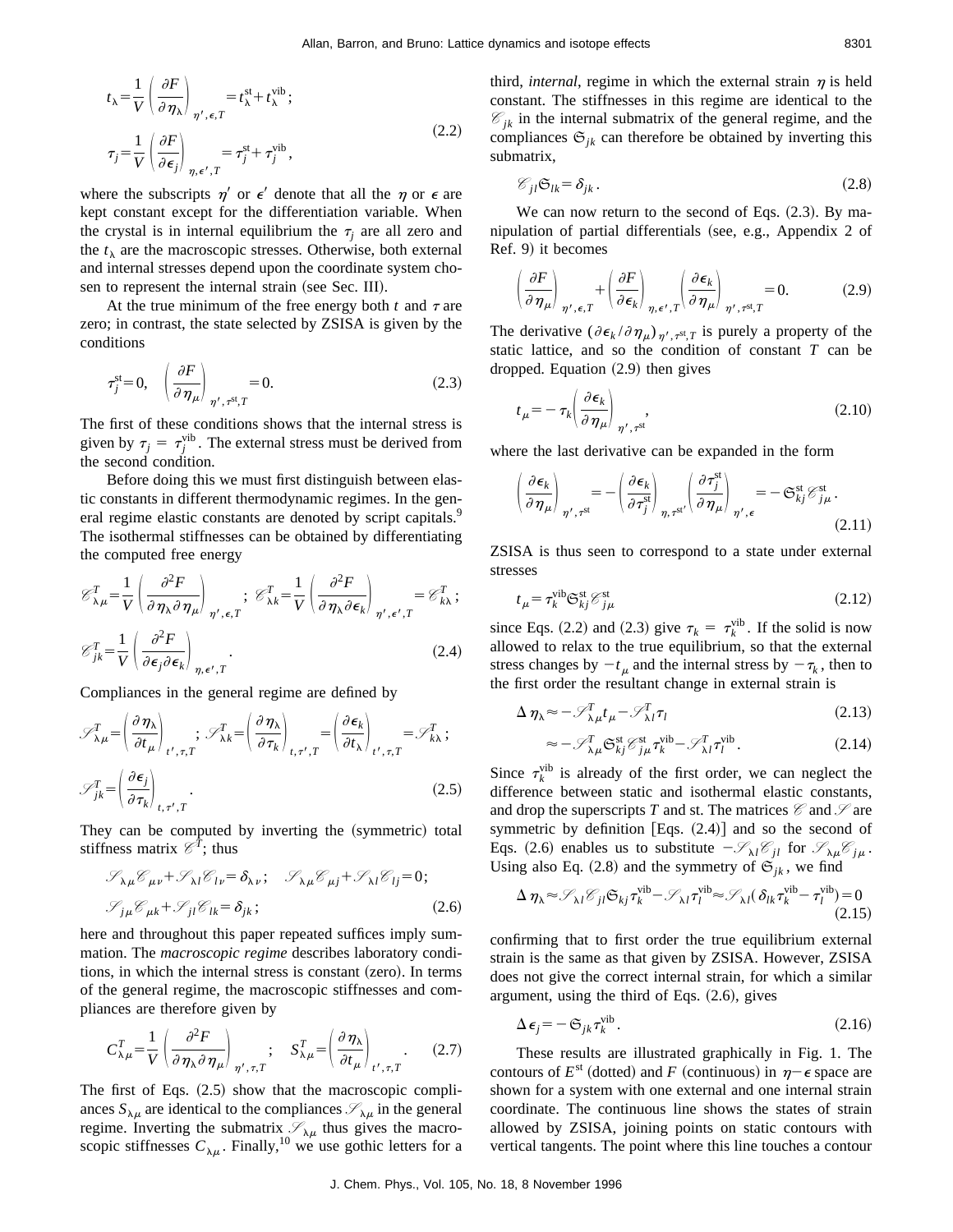$$t_\lambda = \frac{1}{V}\left(\frac{\partial F}{\partial \eta_\lambda}\right)_{\eta',\epsilon,T} = t_\lambda^{\rm st} + t_\lambda^{\rm vib};$$
$$\tau_j = \frac{1}{V}\left(\frac{\partial F}{\partial \epsilon_j}\right)_{\eta,\epsilon',T} = \tau_j^{\rm st} + \tau_j^{\rm vib}, \tag{2.2}$$

where the subscripts $\eta'$ or $\epsilon'$ denote that all the $\eta$ or $\epsilon$ are kept constant except for the differentiation variable. When the crystal is in internal equilibrium the $\tau_j$ are all zero and the $t_\lambda$ are the macroscopic stresses. Otherwise, both external and internal stresses depend upon the coordinate system chosen to represent the internal strain (see Sec. III).

At the true minimum of the free energy both $t$ and $\tau$ are zero; in contrast, the state selected by ZSISA is given by the conditions

$$\tau_j^{\rm st} = 0, \quad \left(\frac{\partial F}{\partial \eta_\mu}\right)_{\eta',\tau^{\rm st},T} = 0. \tag{2.3}$$

The first of these conditions shows that the internal stress is given by $\tau_j = \tau_j^{\rm vib}$. The external stress must be derived from the second condition.

Before doing this we must first distinguish between elastic constants in different thermodynamic regimes. In the general regime elastic constants are denoted by script capitals.[9] The isothermal stiffnesses can be obtained by differentiating the computed free energy

$$\mathscr{C}_{\lambda\mu}^T = \frac{1}{V}\left(\frac{\partial^2 F}{\partial \eta_\lambda \partial \eta_\mu}\right)_{\eta',\epsilon,T}; \; \mathscr{C}_{\lambda k}^T = \frac{1}{V}\left(\frac{\partial^2 F}{\partial \eta_\lambda \partial \epsilon_k}\right)_{\eta',\epsilon',T} = \mathscr{C}_{k\lambda}^T;$$
$$\mathscr{C}_{jk}^T = \frac{1}{V}\left(\frac{\partial^2 F}{\partial \epsilon_j \partial \epsilon_k}\right)_{\eta,\epsilon',T}. \tag{2.4}$$

Compliances in the general regime are defined by

$$\mathscr{S}_{\lambda\mu}^T = \left(\frac{\partial \eta_\lambda}{\partial t_\mu}\right)_{t',\tau,T}; \; \mathscr{S}_{\lambda k}^T = \left(\frac{\partial \eta_\lambda}{\partial \tau_k}\right)_{t,\tau',T} = \left(\frac{\partial \epsilon_k}{\partial t_\lambda}\right)_{t',\tau,T} = \mathscr{S}_{k\lambda}^T;$$
$$\mathscr{S}_{jk}^T = \left(\frac{\partial \epsilon_j}{\partial \tau_k}\right)_{t,\tau',T}. \tag{2.5}$$

They can be computed by inverting the (symmetric) total stiffness matrix $\mathscr{C}^T$; thus

$$\mathscr{S}_{\lambda\mu}\mathscr{C}_{\mu\nu} + \mathscr{S}_{\lambda l}\mathscr{C}_{l\nu} = \delta_{\lambda\nu}; \quad \mathscr{S}_{\lambda\mu}\mathscr{C}_{\mu j} + \mathscr{S}_{\lambda l}\mathscr{C}_{lj} = 0;$$
$$\mathscr{S}_{j\mu}\mathscr{C}_{\mu k} + \mathscr{S}_{jl}\mathscr{C}_{lk} = \delta_{jk}; \tag{2.6}$$

here and throughout this paper repeated suffices imply summation. The *macroscopic regime* describes laboratory conditions, in which the internal stress is constant (zero). In terms of the general regime, the macroscopic stiffnesses and compliances are therefore given by

$$C_{\lambda\mu}^T = \frac{1}{V}\left(\frac{\partial^2 F}{\partial \eta_\lambda \partial \eta_\mu}\right)_{\eta',\tau,T}; \quad S_{\lambda\mu}^T = \left(\frac{\partial \eta_\lambda}{\partial t_\mu}\right)_{t',\tau,T}. \tag{2.7}$$

The first of Eqs. (2.5) show that the macroscopic compliances $S_{\lambda\mu}$ are identical to the compliances $\mathscr{S}_{\lambda\mu}$ in the general regime. Inverting the submatrix $\mathscr{S}_{\lambda\mu}$ thus gives the macroscopic stiffnesses $C_{\lambda\mu}$. Finally,[10] we use gothic letters for a third, *internal*, regime in which the external strain $\eta$ is held constant. The stiffnesses in this regime are identical to the $\mathscr{C}_{jk}$ in the internal submatrix of the general regime, and the compliances $\mathfrak{S}_{jk}$ can therefore be obtained by inverting this submatrix,

$$\mathscr{C}_{jl}\mathfrak{S}_{lk} = \delta_{jk}. \tag{2.8}$$

We can now return to the second of Eqs. (2.3). By manipulation of partial differentials (see, e.g., Appendix 2 of Ref. 9) it becomes

$$\left(\frac{\partial F}{\partial \eta_\mu}\right)_{\eta',\epsilon,T} + \left(\frac{\partial F}{\partial \epsilon_k}\right)_{\eta,\epsilon',T}\left(\frac{\partial \epsilon_k}{\partial \eta_\mu}\right)_{\eta',\tau^{\rm st},T} = 0. \tag{2.9}$$

The derivative $(\partial \epsilon_k/\partial \eta_\mu)_{\eta',\tau^{\rm st},T}$ is purely a property of the static lattice, and so the condition of constant $T$ can be dropped. Equation (2.9) then gives

$$t_\mu = -\tau_k\left(\frac{\partial \epsilon_k}{\partial \eta_\mu}\right)_{\eta',\tau^{\rm st}}, \tag{2.10}$$

where the last derivative can be expanded in the form

$$\left(\frac{\partial \epsilon_k}{\partial \eta_\mu}\right)_{\eta',\tau^{\rm st}} = -\left(\frac{\partial \epsilon_k}{\partial \tau_j^{\rm st}}\right)_{\eta,\tau^{\rm st}{}'}\left(\frac{\partial \tau_j^{\rm st}}{\partial \eta_\mu}\right)_{\eta',\epsilon} = -\mathfrak{S}_{kj}^{\rm st}\mathscr{C}_{j\mu}^{\rm st}. \tag{2.11}$$

ZSISA is thus seen to correspond to a state under external stresses

$$t_\mu = \tau_k^{\rm vib}\mathfrak{S}_{kj}^{\rm st}\mathscr{C}_{j\mu}^{\rm st} \tag{2.12}$$

since Eqs. (2.2) and (2.3) give $\tau_k = \tau_k^{\rm vib}$. If the solid is now allowed to relax to the true equilibrium, so that the external stress changes by $-t_\mu$ and the internal stress by $-\tau_k$, then to the first order the resultant change in external strain is

$$\Delta\eta_\lambda \approx -\mathscr{S}_{\lambda\mu}^T t_\mu - \mathscr{S}_{\lambda l}^T \tau_l \tag{2.13}$$

$$\approx -\mathscr{S}_{\lambda\mu}^T\mathfrak{S}_{kj}^{\rm st}\mathscr{C}_{j\mu}^{\rm st}\tau_k^{\rm vib} - \mathscr{S}_{\lambda l}^T\tau_l^{\rm vib}. \tag{2.14}$$

Since $\tau_k^{\rm vib}$ is already of the first order, we can neglect the difference between static and isothermal elastic constants, and drop the superscripts $T$ and st. The matrices $\mathscr{C}$ and $\mathscr{S}$ are symmetric by definition [Eqs. (2.4)] and so the second of Eqs. (2.6) enables us to substitute $-\mathscr{S}_{\lambda l}\mathscr{C}_{jl}$ for $\mathscr{S}_{\lambda\mu}\mathscr{C}_{j\mu}$. Using also Eq. (2.8) and the symmetry of $\mathfrak{S}_{jk}$, we find

$$\Delta\eta_\lambda \approx \mathscr{S}_{\lambda l}\mathscr{C}_{jl}\mathfrak{S}_{kj}\tau_k^{\rm vib} - \mathscr{S}_{\lambda l}\tau_l^{\rm vib} \approx \mathscr{S}_{\lambda l}(\delta_{lk}\tau_k^{\rm vib} - \tau_l^{\rm vib}) = 0 \tag{2.15}$$

confirming that to first order the true equilibrium external strain is the same as that given by ZSISA. However, ZSISA does not give the correct internal strain, for which a similar argument, using the third of Eqs. (2.6), gives

$$\Delta\epsilon_j = -\mathfrak{S}_{jk}\tau_k^{\rm vib}. \tag{2.16}$$

These results are illustrated graphically in Fig. 1. The contours of $E^{\rm st}$ (dotted) and $F$ (continuous) in $\eta-\epsilon$ space are shown for a system with one external and one internal strain coordinate. The continuous line shows the states of strain allowed by ZSISA, joining points on static contours with vertical tangents. The point where this line touches a contour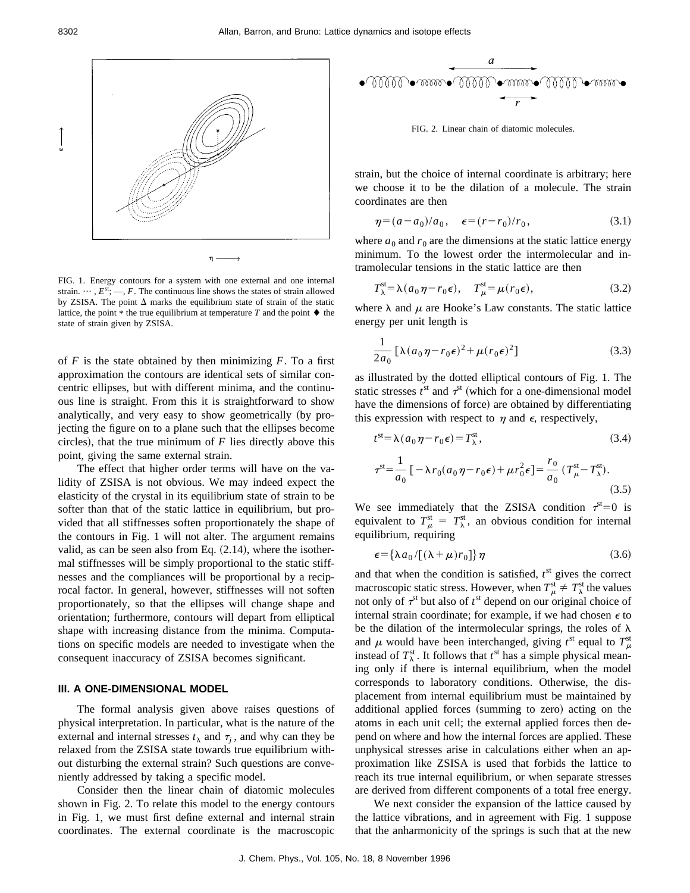FIG. 1. Energy contours for a system with one external and one internal strain. $\cdots$, $E^{\rm st}$; —, $F$. The continuous line shows the states of strain allowed by ZSISA. The point $\Delta$ marks the equilibrium state of strain of the static lattice, the point * the true equilibrium at temperature $T$ and the point ♦ the state of strain given by ZSISA.

of $F$ is the state obtained by then minimizing $F$. To a first approximation the contours are identical sets of similar concentric ellipses, but with different minima, and the continuous line is straight. From this it is straightforward to show analytically, and very easy to show geometrically (by projecting the figure on to a plane such that the ellipses become circles), that the true minimum of $F$ lies directly above this point, giving the same external strain.

The effect that higher order terms will have on the validity of ZSISA is not obvious. We may indeed expect the elasticity of the crystal in its equilibrium state of strain to be softer than that of the static lattice in equilibrium, but provided that all stiffnesses soften proportionately the shape of the contours in Fig. 1 will not alter. The argument remains valid, as can be seen also from Eq. (2.14), where the isothermal stiffnesses will be simply proportional to the static stiffnesses and the compliances will be proportional by a reciprocal factor. In general, however, stiffnesses will not soften proportionately, so that the ellipses will change shape and orientation; furthermore, contours will depart from elliptical shape with increasing distance from the minima. Computations on specific models are needed to investigate when the consequent inaccuracy of ZSISA becomes significant.

### III. A ONE-DIMENSIONAL MODEL

The formal analysis given above raises questions of physical interpretation. In particular, what is the nature of the external and internal stresses $t_\lambda$ and $\tau_j$, and why can they be relaxed from the ZSISA state towards true equilibrium without disturbing the external strain? Such questions are conveniently addressed by taking a specific model.

Consider then the linear chain of diatomic molecules shown in Fig. 2. To relate this model to the energy contours in Fig. 1, we must first define external and internal strain coordinates. The external coordinate is the macroscopic strain, but the choice of internal coordinate is arbitrary; here we choose it to be the dilation of a molecule. The strain coordinates are then

FIG. 2. Linear chain of diatomic molecules.

$$\eta=(a-a_0)/a_0, \quad \epsilon=(r-r_0)/r_0, \tag{3.1}$$

where $a_0$ and $r_0$ are the dimensions at the static lattice energy minimum. To the lowest order the intermolecular and intramolecular tensions in the static lattice are then

$$T_\lambda^{\rm st}=\lambda(a_0\eta-r_0\epsilon), \quad T_\mu^{\rm st}=\mu(r_0\epsilon), \tag{3.2}$$

where $\lambda$ and $\mu$ are Hooke's Law constants. The static lattice energy per unit length is

$$\frac{1}{2a_0}\left[\lambda(a_0\eta-r_0\epsilon)^2+\mu(r_0\epsilon)^2\right] \tag{3.3}$$

as illustrated by the dotted elliptical contours of Fig. 1. The static stresses $t^{\rm st}$ and $\tau^{\rm st}$ (which for a one-dimensional model have the dimensions of force) are obtained by differentiating this expression with respect to $\eta$ and $\epsilon$, respectively,

$$t^{\rm st}=\lambda(a_0\eta-r_0\epsilon)=T_\lambda^{\rm st}, \tag{3.4}$$

$$\tau^{\rm st}=\frac{1}{a_0}\left[-\lambda r_0(a_0\eta-r_0\epsilon)+\mu r_0^2\epsilon\right]=\frac{r_0}{a_0}\left(T_\mu^{\rm st}-T_\lambda^{\rm st}\right). \tag{3.5}$$

We see immediately that the ZSISA condition $\tau^{\rm st}=0$ is equivalent to $T_\mu^{\rm st}=T_\lambda^{\rm st}$, an obvious condition for internal equilibrium, requiring

$$\epsilon=\{\lambda a_0/[(\lambda+\mu)r_0]\}\eta \tag{3.6}$$

and that when the condition is satisfied, $t^{\rm st}$ gives the correct macroscopic static stress. However, when $T_\mu^{\rm st}\neq T_\lambda^{\rm st}$ the values not only of $\tau^{\rm st}$ but also of $t^{\rm st}$ depend on our original choice of internal strain coordinate; for example, if we had chosen $\epsilon$ to be the dilation of the intermolecular springs, the roles of $\lambda$ and $\mu$ would have been interchanged, giving $t^{\rm st}$ equal to $T_\mu^{\rm st}$ instead of $T_\lambda^{\rm st}$. It follows that $t^{\rm st}$ has a simple physical meaning only if there is internal equilibrium, when the model corresponds to laboratory conditions. Otherwise, the displacement from internal equilibrium must be maintained by additional applied forces (summing to zero) acting on the atoms in each unit cell; the external applied forces then depend on where and how the internal forces are applied. These unphysical stresses arise in calculations either when an approximation like ZSISA is used that forbids the lattice to reach its true internal equilibrium, or when separate stresses are derived from different components of a total free energy.

We next consider the expansion of the lattice caused by the lattice vibrations, and in agreement with Fig. 1 suppose that the anharmonicity of the springs is such that at the new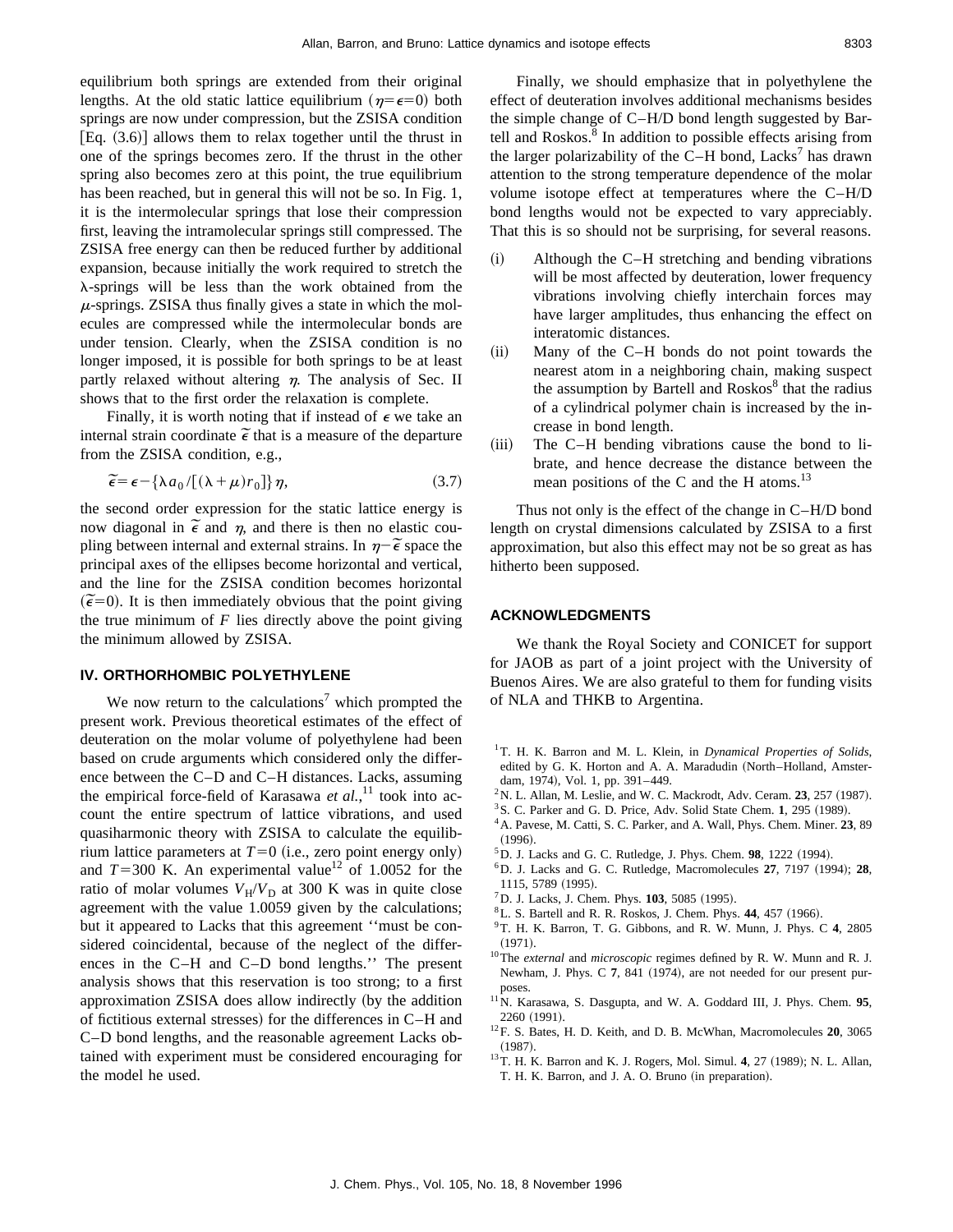equilibrium both springs are extended from their original lengths. At the old static lattice equilibrium ($\eta=\epsilon=0$) both springs are now under compression, but the ZSISA condition [Eq. (3.6)] allows them to relax together until the thrust in one of the springs becomes zero. If the thrust in the other spring also becomes zero at this point, the true equilibrium has been reached, but in general this will not be so. In Fig. 1, it is the intermolecular springs that lose their compression first, leaving the intramolecular springs still compressed. The ZSISA free energy can then be reduced further by additional expansion, because initially the work required to stretch the $\lambda$-springs will be less than the work obtained from the $\mu$-springs. ZSISA thus finally gives a state in which the molecules are compressed while the intermolecular bonds are under tension. Clearly, when the ZSISA condition is no longer imposed, it is possible for both springs to be at least partly relaxed without altering $\eta$. The analysis of Sec. II shows that to the first order the relaxation is complete.

Finally, it is worth noting that if instead of $\epsilon$ we take an internal strain coordinate $\tilde{\epsilon}$ that is a measure of the departure from the ZSISA condition, e.g.,

$$\tilde{\epsilon}=\epsilon-\{\lambda a_0/[(\lambda+\mu)r_0]\}\eta, \tag{3.7}$$

the second order expression for the static lattice energy is now diagonal in $\tilde{\epsilon}$ and $\eta$, and there is then no elastic coupling between internal and external strains. In $\eta-\tilde{\epsilon}$ space the principal axes of the ellipses become horizontal and vertical, and the line for the ZSISA condition becomes horizontal ($\tilde{\epsilon}=0$). It is then immediately obvious that the point giving the true minimum of $F$ lies directly above the point giving the minimum allowed by ZSISA.

## IV. ORTHORHOMBIC POLYETHYLENE

We now return to the calculations[7] which prompted the present work. Previous theoretical estimates of the effect of deuteration on the molar volume of polyethylene had been based on crude arguments which considered only the difference between the C–D and C–H distances. Lacks, assuming the empirical force-field of Karasawa *et al.*,[11] took into account the entire spectrum of lattice vibrations, and used quasiharmonic theory with ZSISA to calculate the equilibrium lattice parameters at $T=0$ (i.e., zero point energy only) and $T=300$ K. An experimental value[12] of 1.0052 for the ratio of molar volumes $V_H/V_D$ at 300 K was in quite close agreement with the value 1.0059 given by the calculations; but it appeared to Lacks that this agreement "must be considered coincidental, because of the neglect of the differences in the C–H and C–D bond lengths." The present analysis shows that this reservation is too strong; to a first approximation ZSISA does allow indirectly (by the addition of fictitious external stresses) for the differences in C–H and C–D bond lengths, and the reasonable agreement Lacks obtained with experiment must be considered encouraging for the model he used.

Finally, we should emphasize that in polyethylene the effect of deuteration involves additional mechanisms besides the simple change of C–H/D bond length suggested by Bartell and Roskos.[8] In addition to possible effects arising from the larger polarizability of the C–H bond, Lacks[7] has drawn attention to the strong temperature dependence of the molar volume isotope effect at temperatures where the C–H/D bond lengths would not be expected to vary appreciably. That this is so should not be surprising, for several reasons.

(i) Although the C–H stretching and bending vibrations will be most affected by deuteration, lower frequency vibrations involving chiefly interchain forces may have larger amplitudes, thus enhancing the effect on interatomic distances.

(ii) Many of the C–H bonds do not point towards the nearest atom in a neighboring chain, making suspect the assumption by Bartell and Roskos[8] that the radius of a cylindrical polymer chain is increased by the increase in bond length.

(iii) The C–H bending vibrations cause the bond to librate, and hence decrease the distance between the mean positions of the C and the H atoms.[13]

Thus not only is the effect of the change in C–H/D bond length on crystal dimensions calculated by ZSISA to a first approximation, but also this effect may not be so great as has hitherto been supposed.

## ACKNOWLEDGMENTS

We thank the Royal Society and CONICET for support for JAOB as part of a joint project with the University of Buenos Aires. We are also grateful to them for funding visits of NLA and THKB to Argentina.

[1] T. H. K. Barron and M. L. Klein, in *Dynamical Properties of Solids*, edited by G. K. Horton and A. A. Maradudin (North–Holland, Amsterdam, 1974), Vol. 1, pp. 391–449.

[2] N. L. Allan, M. Leslie, and W. C. Mackrodt, Adv. Ceram. **23**, 257 (1987).

[3] S. C. Parker and G. D. Price, Adv. Solid State Chem. **1**, 295 (1989).

[4] A. Pavese, M. Catti, S. C. Parker, and A. Wall, Phys. Chem. Miner. **23**, 89 (1996).

[5] D. J. Lacks and G. C. Rutledge, J. Phys. Chem. **98**, 1222 (1994).

[6] D. J. Lacks and G. C. Rutledge, Macromolecules **27**, 7197 (1994); **28**, 1115, 5789 (1995).

[7] D. J. Lacks, J. Chem. Phys. **103**, 5085 (1995).

[8] L. S. Bartell and R. R. Roskos, J. Chem. Phys. **44**, 457 (1966).

[9] T. H. K. Barron, T. G. Gibbons, and R. W. Munn, J. Phys. C **4**, 2805 (1971).

[10] The *external* and *microscopic* regimes defined by R. W. Munn and R. J. Newham, J. Phys. C **7**, 841 (1974), are not needed for our present purposes.

[11] N. Karasawa, S. Dasgupta, and W. A. Goddard III, J. Phys. Chem. **95**, 2260 (1991).

[12] F. S. Bates, H. D. Keith, and D. B. McWhan, Macromolecules **20**, 3065 (1987).

[13] T. H. K. Barron and K. J. Rogers, Mol. Simul. **4**, 27 (1989); N. L. Allan, T. H. K. Barron, and J. A. O. Bruno (in preparation).